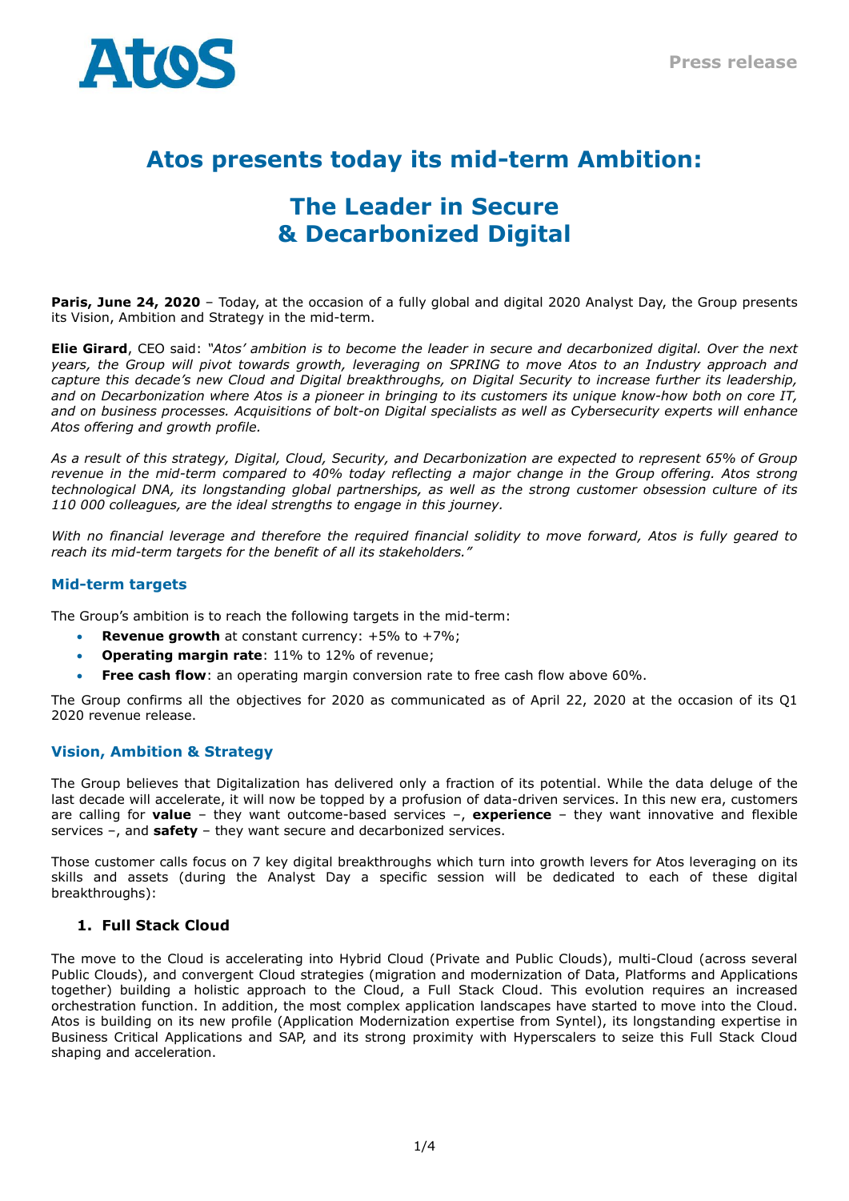# Atos presents today its mid-term Ambition:

# The Leader in Secure & Decarbonized Digital

**Paris, June 24, 2020** – Today, at the occasion of a fully global and digital 2020 Analyst Day, the Group presents its Vision, Ambition and Strategy in the mid-term.

**Elie Girard**, CEO said: *"Atos' ambition is to become the leader in secure and decarbonized digital. Over the next years, the Group will pivot towards growth, leveraging on SPRING to move Atos to an Industry approach and capture this decade's new Cloud and Digital breakthroughs, on Digital Security to increase further its leadership, and on Decarbonization where Atos is a pioneer in bringing to its customers its unique know-how both on core IT, and on business processes. Acquisitions of bolt-on Digital specialists as well as Cybersecurity experts will enhance Atos offering and growth profile.*

*As a result of this strategy, Digital, Cloud, Security, and Decarbonization are expected to represent 65% of Group revenue in the mid-term compared to 40% today reflecting a major change in the Group offering. Atos strong technological DNA, its longstanding global partnerships, as well as the strong customer obsession culture of its 110 000 colleagues, are the ideal strengths to engage in this journey.*

*With no financial leverage and therefore the required financial solidity to move forward, Atos is fully geared to reach its mid-term targets for the benefit of all its stakeholders."*

## Mid-term targets

The Group's ambition is to reach the following targets in the mid-term:

- **Revenue growth** at constant currency: +5% to +7%;
- **Operating margin rate**: 11% to 12% of revenue;
- **Free cash flow**: an operating margin conversion rate to free cash flow above 60%.

The Group confirms all the objectives for 2020 as communicated as of April 22, 2020 at the occasion of its Q1 2020 revenue release.

## Vision, Ambition & Strategy

The Group believes that Digitalization has delivered only a fraction of its potential. While the data deluge of the last decade will accelerate, it will now be topped by a profusion of data-driven services. In this new era, customers are calling for **value** – they want outcome-based services –, **experience** – they want innovative and flexible services –, and **safety** – they want secure and decarbonized services.

Those customer calls focus on 7 key digital breakthroughs which turn into growth levers for Atos leveraging on its skills and assets (during the Analyst Day a specific session will be dedicated to each of these digital breakthroughs):

### 1. Full Stack Cloud

The move to the Cloud is accelerating into Hybrid Cloud (Private and Public Clouds), multi-Cloud (across several Public Clouds), and convergent Cloud strategies (migration and modernization of Data, Platforms and Applications together) building a holistic approach to the Cloud, a Full Stack Cloud. This evolution requires an increased orchestration function. In addition, the most complex application landscapes have started to move into the Cloud. Atos is building on its new profile (Application Modernization expertise from Syntel), its longstanding expertise in Business Critical Applications and SAP, and its strong proximity with Hyperscalers to seize this Full Stack Cloud shaping and acceleration.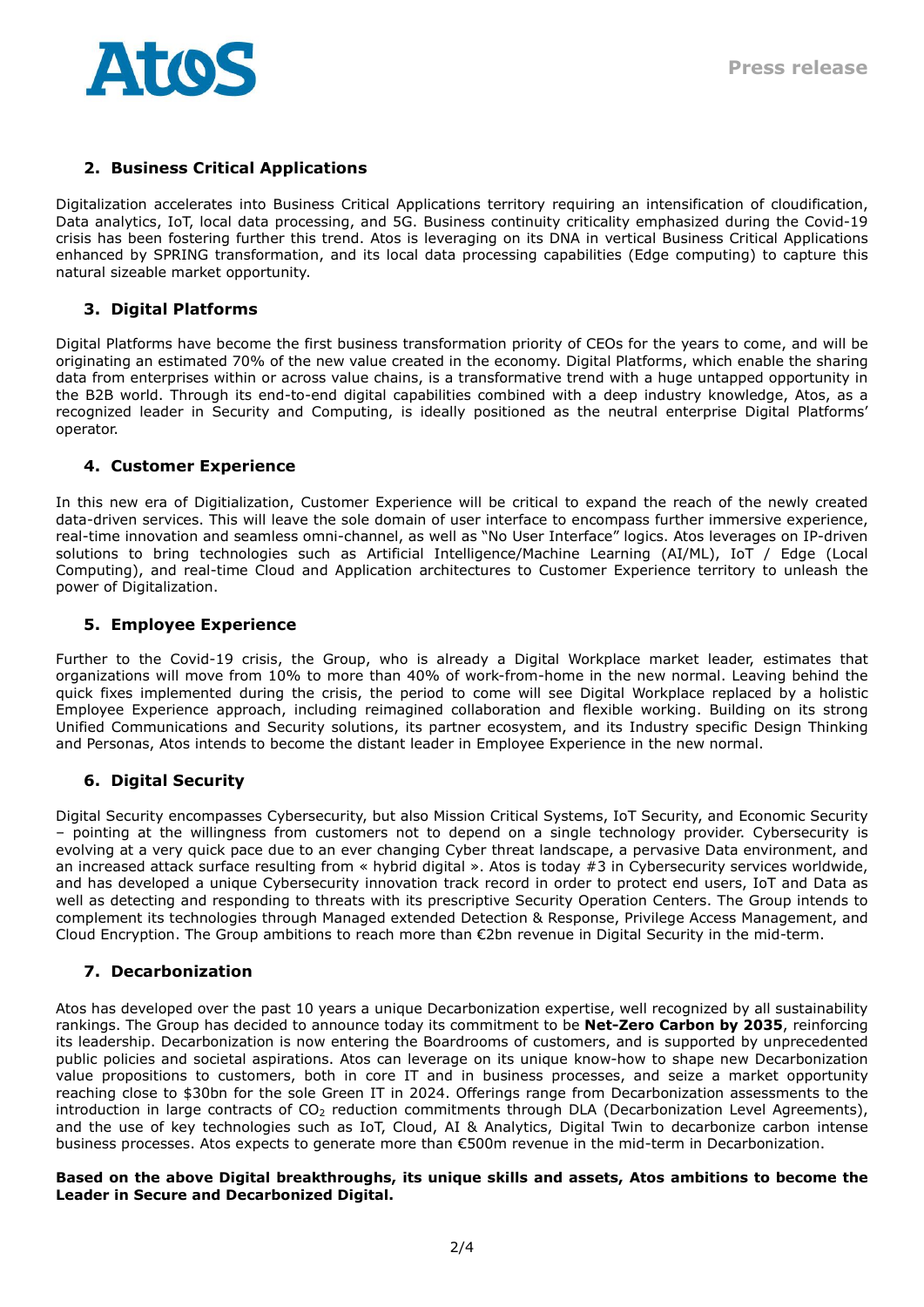## 2. Business Critical Applications

Digitalization accelerates into Business Critical Applications territory requiring an intensification of cloudification, Data analytics, IoT, local data processing, and 5G. Business continuity criticality emphasized during the Covid-19 crisis has been fostering further this trend. Atos is leveraging on its DNA in vertical Business Critical Applications enhanced by SPRING transformation, and its local data processing capabilities (Edge computing) to capture this natural sizeable market opportunity.

## 3. Digital Platforms

Digital Platforms have become the first business transformation priority of CEOs for the years to come, and will be originating an estimated 70% of the new value created in the economy. Digital Platforms, which enable the sharing data from enterprises within or across value chains, is a transformative trend with a huge untapped opportunity in the B2B world. Through its end-to-end digital capabilities combined with a deep industry knowledge, Atos, as a recognized leader in Security and Computing, is ideally positioned as the neutral enterprise Digital Platforms' operator.

## 4. Customer Experience

In this new era of Digitialization, Customer Experience will be critical to expand the reach of the newly created data-driven services. This will leave the sole domain of user interface to encompass further immersive experience, real-time innovation and seamless omni-channel, as well as "No User Interface" logics. Atos leverages on IP-driven solutions to bring technologies such as Artificial Intelligence/Machine Learning (AI/ML), IoT / Edge (Local Computing), and real-time Cloud and Application architectures to Customer Experience territory to unleash the power of Digitalization.

## 5. Employee Experience

Further to the Covid-19 crisis, the Group, who is already a Digital Workplace market leader, estimates that organizations will move from 10% to more than 40% of work-from-home in the new normal. Leaving behind the quick fixes implemented during the crisis, the period to come will see Digital Workplace replaced by a holistic Employee Experience approach, including reimagined collaboration and flexible working. Building on its strong Unified Communications and Security solutions, its partner ecosystem, and its Industry specific Design Thinking and Personas, Atos intends to become the distant leader in Employee Experience in the new normal.

## 6. Digital Security

Digital Security encompasses Cybersecurity, but also Mission Critical Systems, IoT Security, and Economic Security – pointing at the willingness from customers not to depend on a single technology provider. Cybersecurity is evolving at a very quick pace due to an ever changing Cyber threat landscape, a pervasive Data environment, and an increased attack surface resulting from « hybrid digital ». Atos is today #3 in Cybersecurity services worldwide, and has developed a unique Cybersecurity innovation track record in order to protect end users, IoT and Data as well as detecting and responding to threats with its prescriptive Security Operation Centers. The Group intends to complement its technologies through Managed extended Detection & Response, Privilege Access Management, and Cloud Encryption. The Group ambitions to reach more than €2bn revenue in Digital Security in the mid-term.

## 7. Decarbonization

Atos has developed over the past 10 years a unique Decarbonization expertise, well recognized by all sustainability rankings. The Group has decided to announce today its commitment to be **Net-Zero Carbon by 2035**, reinforcing its leadership. Decarbonization is now entering the Boardrooms of customers, and is supported by unprecedented public policies and societal aspirations. Atos can leverage on its unique know-how to shape new Decarbonization value propositions to customers, both in core IT and in business processes, and seize a market opportunity reaching close to $30bn for the sole Green IT in 2024. Offerings range from Decarbonization assessments to the introduction in large contracts of $CO_2$ reduction commitments through DLA (Decarbonization Level Agreements), and the use of key technologies such as IoT, Cloud, AI & Analytics, Digital Twin to decarbonize carbon intense business processes. Atos expects to generate more than €500m revenue in the mid-term in Decarbonization.

**Based on the above Digital breakthroughs, its unique skills and assets, Atos ambitions to become the Leader in Secure and Decarbonized Digital.**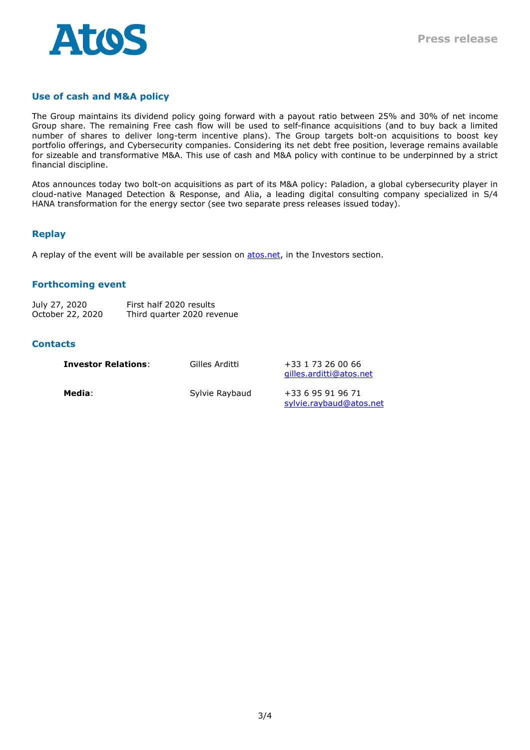## Use of cash and M&A policy

The Group maintains its dividend policy going forward with a payout ratio between 25% and 30% of net income Group share. The remaining Free cash flow will be used to self-finance acquisitions (and to buy back a limited number of shares to deliver long-term incentive plans). The Group targets bolt-on acquisitions to boost key portfolio offerings, and Cybersecurity companies. Considering its net debt free position, leverage remains available for sizeable and transformative M&A. This use of cash and M&A policy with continue to be underpinned by a strict financial discipline.

Atos announces today two bolt-on acquisitions as part of its M&A policy: Paladion, a global cybersecurity player in cloud-native Managed Detection & Response, and Alia, a leading digital consulting company specialized in S/4 HANA transformation for the energy sector (see two separate press releases issued today).

## Replay

A replay of the event will be available per session on atos.net, in the Investors section.

## Forthcoming event

| | |
|---|---|
| July 27, 2020 | First half 2020 results |
| October 22, 2020 | Third quarter 2020 revenue |

## Contacts

| | | |
|---|---|---|
| **Investor Relations**: | Gilles Arditti | +33 1 73 26 00 66<br>gilles.arditti@atos.net |
| **Media**: | Sylvie Raybaud | +33 6 95 91 96 71<br>sylvie.raybaud@atos.net |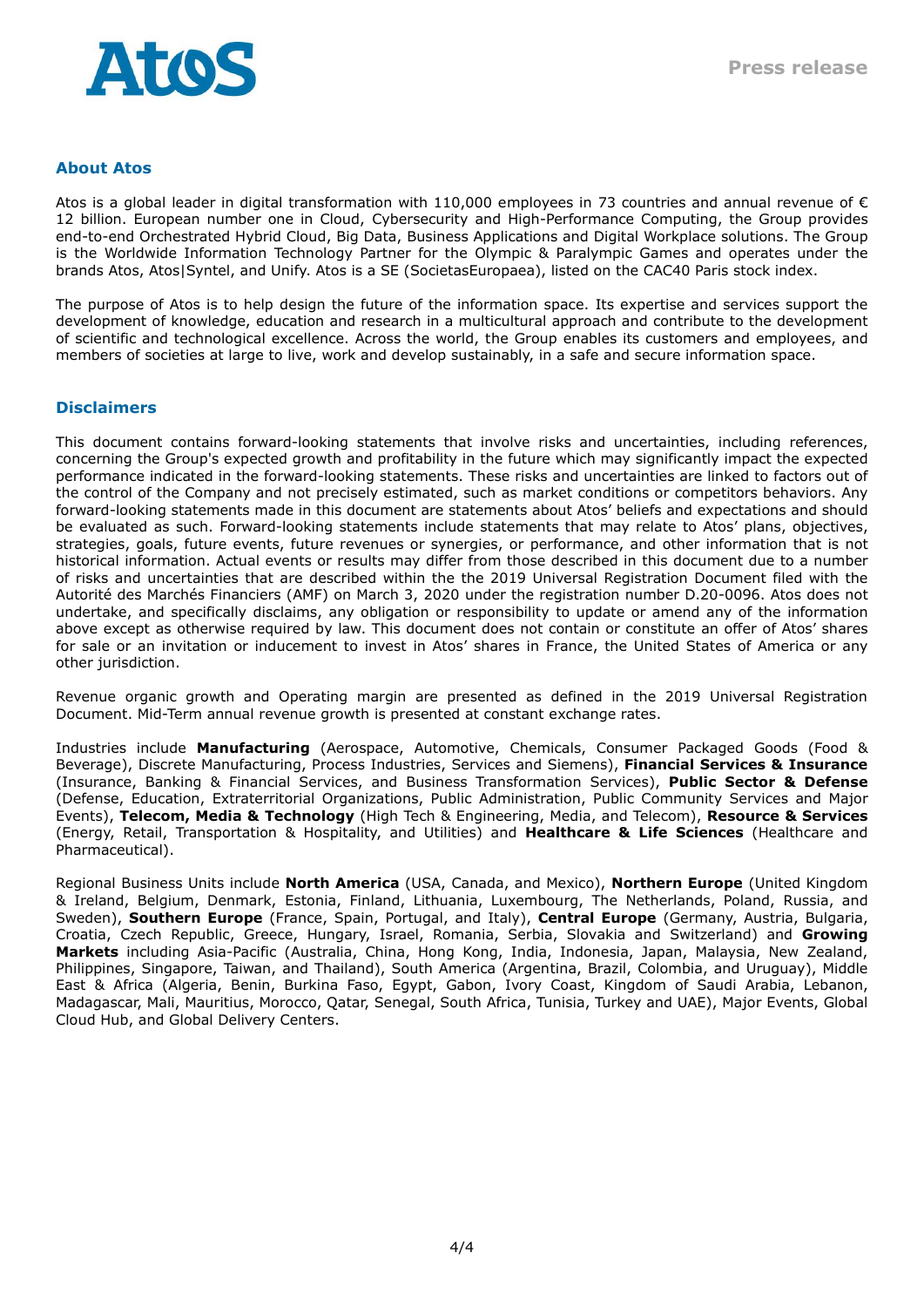## About Atos

Atos is a global leader in digital transformation with 110,000 employees in 73 countries and annual revenue of € 12 billion. European number one in Cloud, Cybersecurity and High-Performance Computing, the Group provides end-to-end Orchestrated Hybrid Cloud, Big Data, Business Applications and Digital Workplace solutions. The Group is the Worldwide Information Technology Partner for the Olympic & Paralympic Games and operates under the brands Atos, Atos|Syntel, and Unify. Atos is a SE (SocietasEuropaea), listed on the CAC40 Paris stock index.

The purpose of Atos is to help design the future of the information space. Its expertise and services support the development of knowledge, education and research in a multicultural approach and contribute to the development of scientific and technological excellence. Across the world, the Group enables its customers and employees, and members of societies at large to live, work and develop sustainably, in a safe and secure information space.

## Disclaimers

This document contains forward-looking statements that involve risks and uncertainties, including references, concerning the Group's expected growth and profitability in the future which may significantly impact the expected performance indicated in the forward-looking statements. These risks and uncertainties are linked to factors out of the control of the Company and not precisely estimated, such as market conditions or competitors behaviors. Any forward-looking statements made in this document are statements about Atos' beliefs and expectations and should be evaluated as such. Forward-looking statements include statements that may relate to Atos' plans, objectives, strategies, goals, future events, future revenues or synergies, or performance, and other information that is not historical information. Actual events or results may differ from those described in this document due to a number of risks and uncertainties that are described within the the 2019 Universal Registration Document filed with the Autorité des Marchés Financiers (AMF) on March 3, 2020 under the registration number D.20-0096. Atos does not undertake, and specifically disclaims, any obligation or responsibility to update or amend any of the information above except as otherwise required by law. This document does not contain or constitute an offer of Atos' shares for sale or an invitation or inducement to invest in Atos' shares in France, the United States of America or any other jurisdiction.

Revenue organic growth and Operating margin are presented as defined in the 2019 Universal Registration Document. Mid-Term annual revenue growth is presented at constant exchange rates.

Industries include **Manufacturing** (Aerospace, Automotive, Chemicals, Consumer Packaged Goods (Food & Beverage), Discrete Manufacturing, Process Industries, Services and Siemens), **Financial Services & Insurance** (Insurance, Banking & Financial Services, and Business Transformation Services), **Public Sector & Defense** (Defense, Education, Extraterritorial Organizations, Public Administration, Public Community Services and Major Events), **Telecom, Media & Technology** (High Tech & Engineering, Media, and Telecom), **Resource & Services** (Energy, Retail, Transportation & Hospitality, and Utilities) and **Healthcare & Life Sciences** (Healthcare and Pharmaceutical).

Regional Business Units include **North America** (USA, Canada, and Mexico), **Northern Europe** (United Kingdom & Ireland, Belgium, Denmark, Estonia, Finland, Lithuania, Luxembourg, The Netherlands, Poland, Russia, and Sweden), **Southern Europe** (France, Spain, Portugal, and Italy), **Central Europe** (Germany, Austria, Bulgaria, Croatia, Czech Republic, Greece, Hungary, Israel, Romania, Serbia, Slovakia and Switzerland) and **Growing Markets** including Asia-Pacific (Australia, China, Hong Kong, India, Indonesia, Japan, Malaysia, New Zealand, Philippines, Singapore, Taiwan, and Thailand), South America (Argentina, Brazil, Colombia, and Uruguay), Middle East & Africa (Algeria, Benin, Burkina Faso, Egypt, Gabon, Ivory Coast, Kingdom of Saudi Arabia, Lebanon, Madagascar, Mali, Mauritius, Morocco, Qatar, Senegal, South Africa, Tunisia, Turkey and UAE), Major Events, Global Cloud Hub, and Global Delivery Centers.